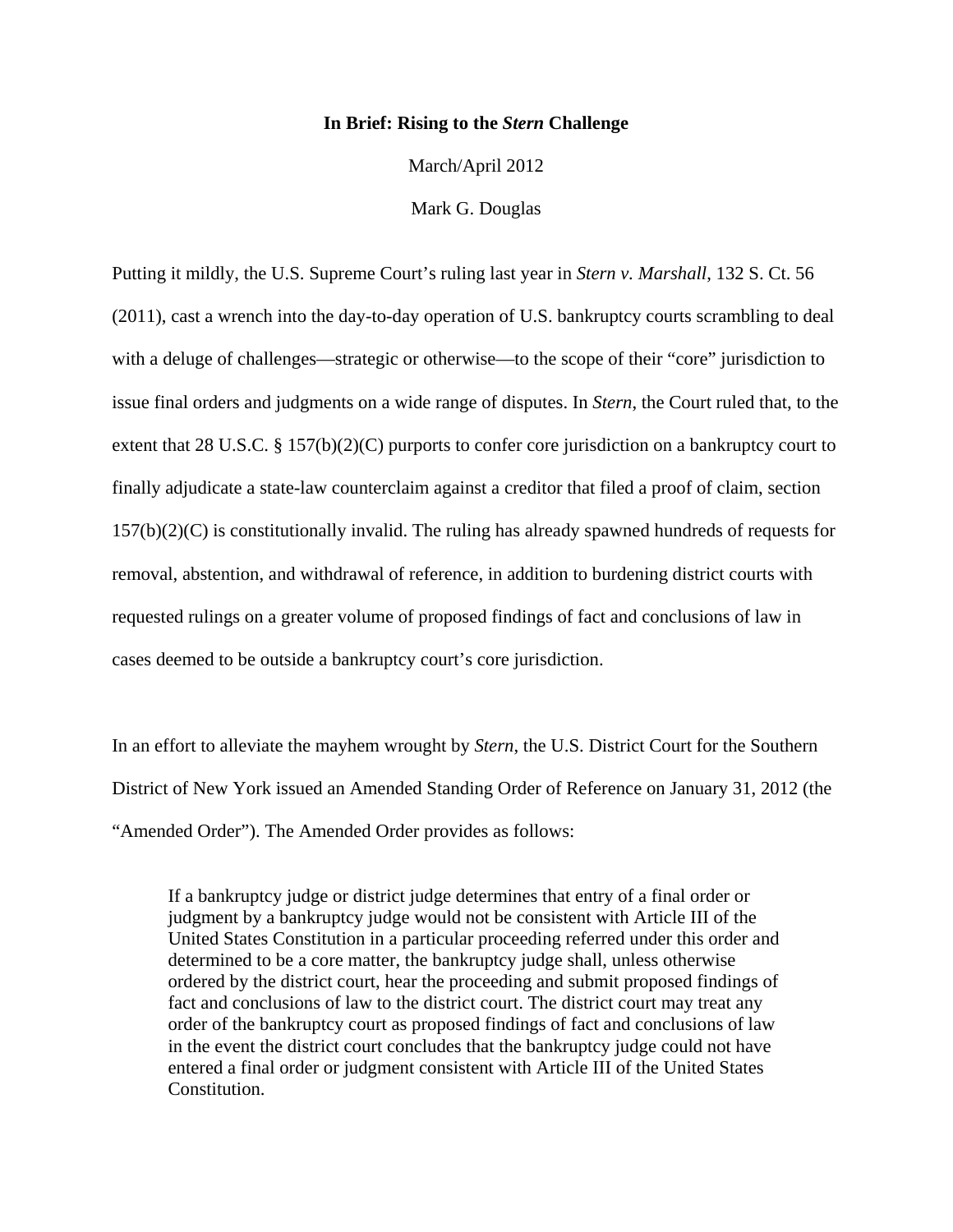**In Brief: Rising to the *Stern* Challenge**

March/April 2012

Mark G. Douglas

Putting it mildly, the U.S. Supreme Court's ruling last year in *Stern v. Marshall*, 132 S. Ct. 56 (2011), cast a wrench into the day-to-day operation of U.S. bankruptcy courts scrambling to deal with a deluge of challenges—strategic or otherwise—to the scope of their "core" jurisdiction to issue final orders and judgments on a wide range of disputes. In *Stern*, the Court ruled that, to the extent that 28 U.S.C. § 157(b)(2)(C) purports to confer core jurisdiction on a bankruptcy court to finally adjudicate a state-law counterclaim against a creditor that filed a proof of claim, section 157(b)(2)(C) is constitutionally invalid. The ruling has already spawned hundreds of requests for removal, abstention, and withdrawal of reference, in addition to burdening district courts with requested rulings on a greater volume of proposed findings of fact and conclusions of law in cases deemed to be outside a bankruptcy court's core jurisdiction.

In an effort to alleviate the mayhem wrought by *Stern*, the U.S. District Court for the Southern District of New York issued an Amended Standing Order of Reference on January 31, 2012 (the "Amended Order"). The Amended Order provides as follows:

> If a bankruptcy judge or district judge determines that entry of a final order or judgment by a bankruptcy judge would not be consistent with Article III of the United States Constitution in a particular proceeding referred under this order and determined to be a core matter, the bankruptcy judge shall, unless otherwise ordered by the district court, hear the proceeding and submit proposed findings of fact and conclusions of law to the district court. The district court may treat any order of the bankruptcy court as proposed findings of fact and conclusions of law in the event the district court concludes that the bankruptcy judge could not have entered a final order or judgment consistent with Article III of the United States Constitution.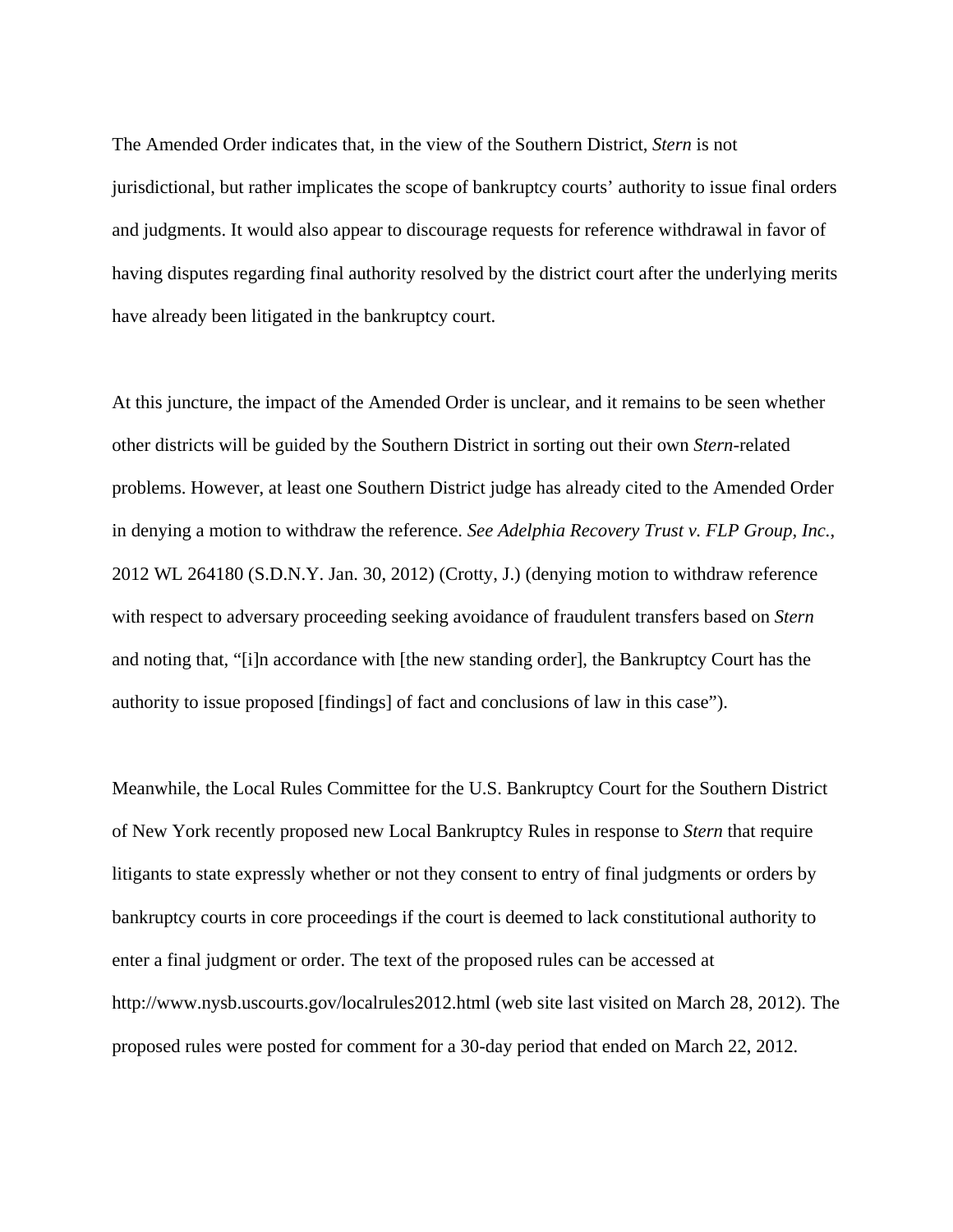The Amended Order indicates that, in the view of the Southern District, *Stern* is not jurisdictional, but rather implicates the scope of bankruptcy courts' authority to issue final orders and judgments. It would also appear to discourage requests for reference withdrawal in favor of having disputes regarding final authority resolved by the district court after the underlying merits have already been litigated in the bankruptcy court.

At this juncture, the impact of the Amended Order is unclear, and it remains to be seen whether other districts will be guided by the Southern District in sorting out their own *Stern*-related problems. However, at least one Southern District judge has already cited to the Amended Order in denying a motion to withdraw the reference. *See Adelphia Recovery Trust v. FLP Group, Inc.*, 2012 WL 264180 (S.D.N.Y. Jan. 30, 2012) (Crotty, J.) (denying motion to withdraw reference with respect to adversary proceeding seeking avoidance of fraudulent transfers based on *Stern* and noting that, "[i]n accordance with [the new standing order], the Bankruptcy Court has the authority to issue proposed [findings] of fact and conclusions of law in this case").

Meanwhile, the Local Rules Committee for the U.S. Bankruptcy Court for the Southern District of New York recently proposed new Local Bankruptcy Rules in response to *Stern* that require litigants to state expressly whether or not they consent to entry of final judgments or orders by bankruptcy courts in core proceedings if the court is deemed to lack constitutional authority to enter a final judgment or order. The text of the proposed rules can be accessed at http://www.nysb.uscourts.gov/localrules2012.html (web site last visited on March 28, 2012). The proposed rules were posted for comment for a 30-day period that ended on March 22, 2012.